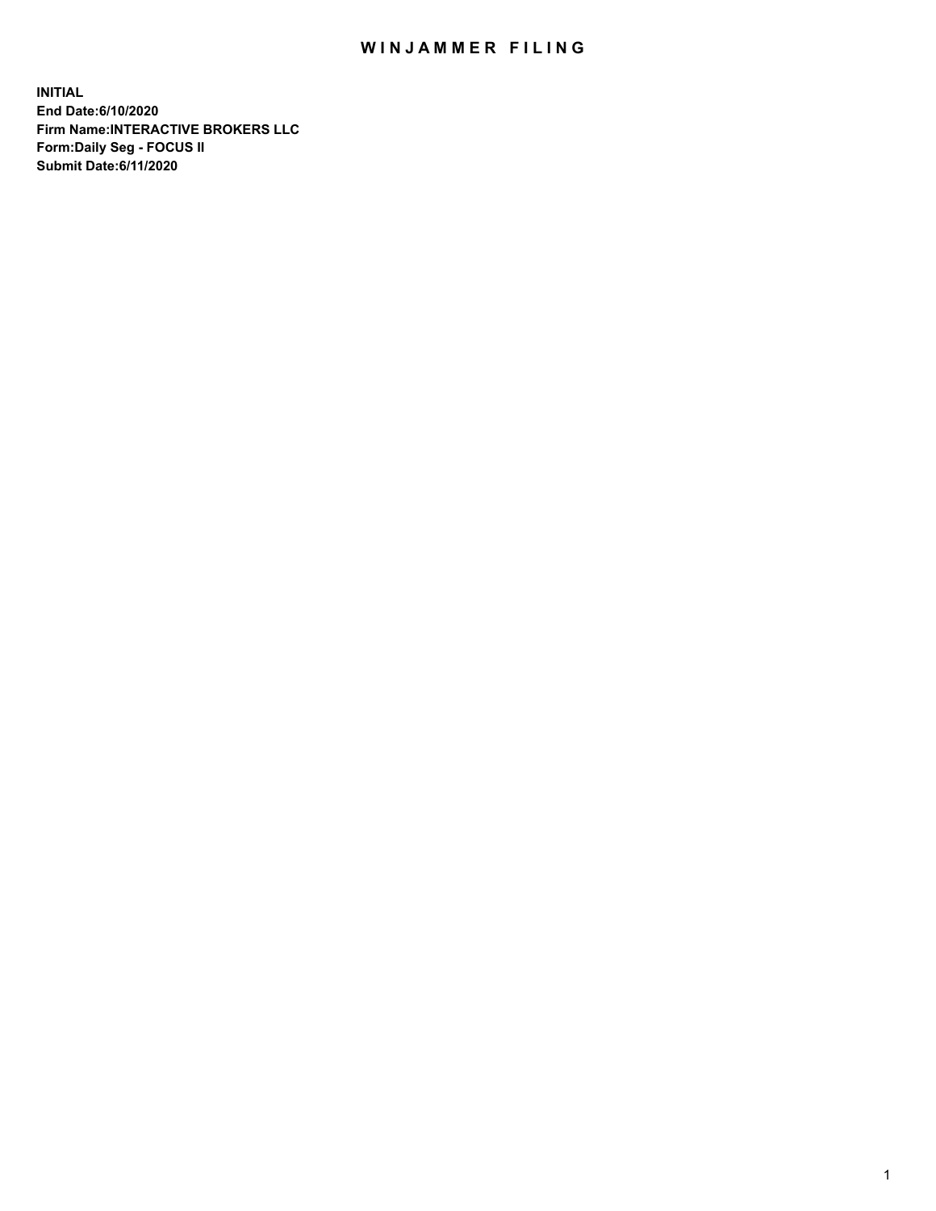# WINJAMMER FILING

**INITIAL**
**End Date:6/10/2020**
**Firm Name:INTERACTIVE BROKERS LLC**
**Form:Daily Seg - FOCUS II**
**Submit Date:6/11/2020**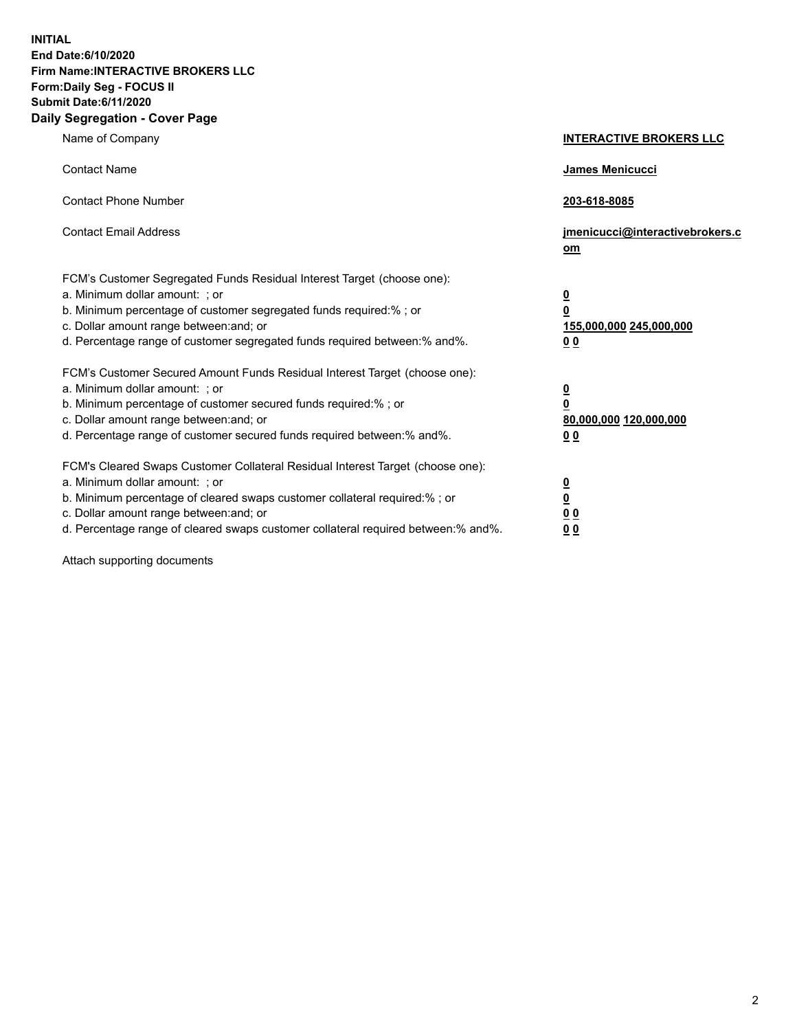**INITIAL**
**End Date:6/10/2020**
**Firm Name:INTERACTIVE BROKERS LLC**
**Form:Daily Seg - FOCUS II**
**Submit Date:6/11/2020**

## Daily Segregation - Cover Page

| | |
|---|---|
| Name of Company | **INTERACTIVE BROKERS LLC** |
| Contact Name | **James Menicucci** |
| Contact Phone Number | **203-618-8085** |
| Contact Email Address | **jmenicucci@interactivebrokers.com** |
| FCM's Customer Segregated Funds Residual Interest Target (choose one): | |
| a. Minimum dollar amount: ; or | **0** |
| b. Minimum percentage of customer segregated funds required:% ; or | **0** |
| c. Dollar amount range between:and; or | **155,000,000 245,000,000** |
| d. Percentage range of customer segregated funds required between:% and%. | **0 0** |
| FCM's Customer Secured Amount Funds Residual Interest Target (choose one): | |
| a. Minimum dollar amount: ; or | **0** |
| b. Minimum percentage of customer secured funds required:% ; or | **0** |
| c. Dollar amount range between:and; or | **80,000,000 120,000,000** |
| d. Percentage range of customer secured funds required between:% and%. | **0 0** |
| FCM's Cleared Swaps Customer Collateral Residual Interest Target (choose one): | |
| a. Minimum dollar amount: ; or | **0** |
| b. Minimum percentage of cleared swaps customer collateral required:% ; or | **0** |
| c. Dollar amount range between:and; or | **0 0** |
| d. Percentage range of cleared swaps customer collateral required between:% and%. | **0 0** |

Attach supporting documents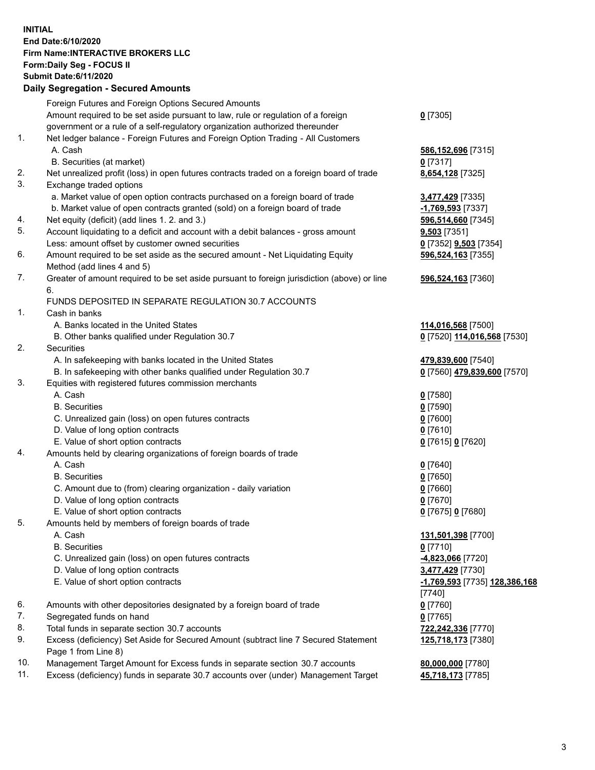**INITIAL**
**End Date:6/10/2020**
**Firm Name:INTERACTIVE BROKERS LLC**
**Form:Daily Seg - FOCUS II**
**Submit Date:6/11/2020**

## Daily Segregation - Secured Amounts

| | | |
|---|---|---|
| | Foreign Futures and Foreign Options Secured Amounts | |
| | Amount required to be set aside pursuant to law, rule or regulation of a foreign government or a rule of a self-regulatory organization authorized thereunder | **0** [7305] |
| 1. | Net ledger balance - Foreign Futures and Foreign Option Trading - All Customers | |
| | A. Cash | **586,152,696** [7315] |
| | B. Securities (at market) | **0** [7317] |
| 2. | Net unrealized profit (loss) in open futures contracts traded on a foreign board of trade | **8,654,128** [7325] |
| 3. | Exchange traded options | |
| | a. Market value of open option contracts purchased on a foreign board of trade | **3,477,429** [7335] |
| | b. Market value of open contracts granted (sold) on a foreign board of trade | **-1,769,593** [7337] |
| 4. | Net equity (deficit) (add lines 1. 2. and 3.) | **596,514,660** [7345] |
| 5. | Account liquidating to a deficit and account with a debit balances - gross amount | **9,503** [7351] |
| | Less: amount offset by customer owned securities | **0** [7352] **9,503** [7354] |
| 6. | Amount required to be set aside as the secured amount - Net Liquidating Equity Method (add lines 4 and 5) | **596,524,163** [7355] |
| 7. | Greater of amount required to be set aside pursuant to foreign jurisdiction (above) or line 6. | **596,524,163** [7360] |
| | FUNDS DEPOSITED IN SEPARATE REGULATION 30.7 ACCOUNTS | |
| 1. | Cash in banks | |
| | A. Banks located in the United States | **114,016,568** [7500] |
| | B. Other banks qualified under Regulation 30.7 | **0** [7520] **114,016,568** [7530] |
| 2. | Securities | |
| | A. In safekeeping with banks located in the United States | **479,839,600** [7540] |
| | B. In safekeeping with other banks qualified under Regulation 30.7 | **0** [7560] **479,839,600** [7570] |
| 3. | Equities with registered futures commission merchants | |
| | A. Cash | **0** [7580] |
| | B. Securities | **0** [7590] |
| | C. Unrealized gain (loss) on open futures contracts | **0** [7600] |
| | D. Value of long option contracts | **0** [7610] |
| | E. Value of short option contracts | **0** [7615] **0** [7620] |
| 4. | Amounts held by clearing organizations of foreign boards of trade | |
| | A. Cash | **0** [7640] |
| | B. Securities | **0** [7650] |
| | C. Amount due to (from) clearing organization - daily variation | **0** [7660] |
| | D. Value of long option contracts | **0** [7670] |
| | E. Value of short option contracts | **0** [7675] **0** [7680] |
| 5. | Amounts held by members of foreign boards of trade | |
| | A. Cash | **131,501,398** [7700] |
| | B. Securities | **0** [7710] |
| | C. Unrealized gain (loss) on open futures contracts | **-4,823,066** [7720] |
| | D. Value of long option contracts | **3,477,429** [7730] |
| | E. Value of short option contracts | **-1,769,593** [7735] **128,386,168** [7740] |
| 6. | Amounts with other depositories designated by a foreign board of trade | **0** [7760] |
| 7. | Segregated funds on hand | **0** [7765] |
| 8. | Total funds in separate section 30.7 accounts | **722,242,336** [7770] |
| 9. | Excess (deficiency) Set Aside for Secured Amount (subtract line 7 Secured Statement Page 1 from Line 8) | **125,718,173** [7380] |
| 10. | Management Target Amount for Excess funds in separate section 30.7 accounts | **80,000,000** [7780] |
| 11. | Excess (deficiency) funds in separate 30.7 accounts over (under) Management Target | **45,718,173** [7785] |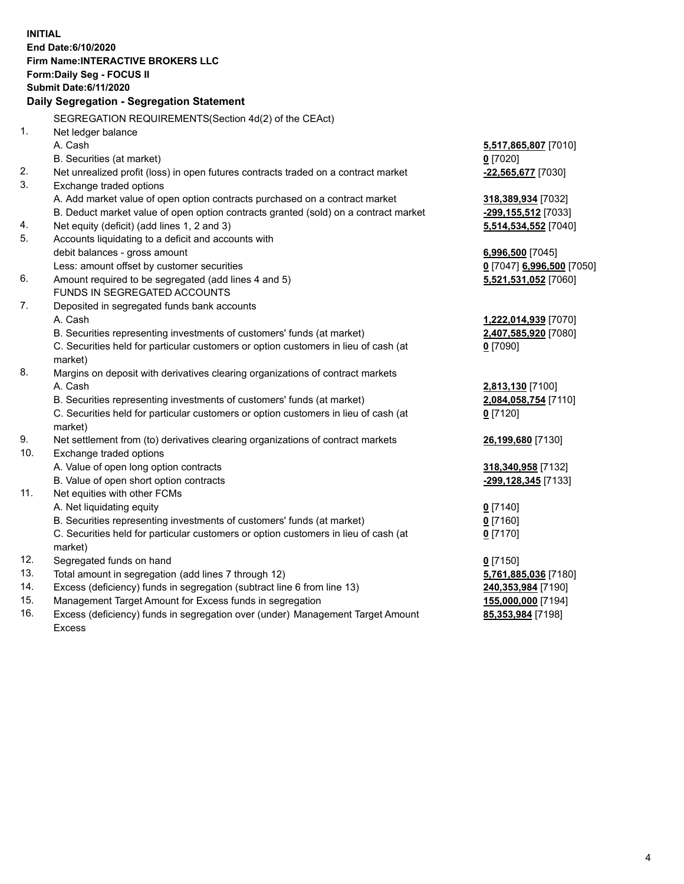**INITIAL**
**End Date:6/10/2020**
**Firm Name:INTERACTIVE BROKERS LLC**
**Form:Daily Seg - FOCUS II**
**Submit Date:6/11/2020**

### Daily Segregation - Segregation Statement

| | | |
|---|---|---|
| | SEGREGATION REQUIREMENTS(Section 4d(2) of the CEAct) | |
| 1. | Net ledger balance | |
| | A. Cash | **5,517,865,807** [7010] |
| | B. Securities (at market) | **0** [7020] |
| 2. | Net unrealized profit (loss) in open futures contracts traded on a contract market | **-22,565,677** [7030] |
| 3. | Exchange traded options | |
| | A. Add market value of open option contracts purchased on a contract market | **318,389,934** [7032] |
| | B. Deduct market value of open option contracts granted (sold) on a contract market | **-299,155,512** [7033] |
| 4. | Net equity (deficit) (add lines 1, 2 and 3) | **5,514,534,552** [7040] |
| 5. | Accounts liquidating to a deficit and accounts with | |
| | debit balances - gross amount | **6,996,500** [7045] |
| | Less: amount offset by customer securities | **0** [7047] **6,996,500** [7050] |
| 6. | Amount required to be segregated (add lines 4 and 5) | **5,521,531,052** [7060] |
| | FUNDS IN SEGREGATED ACCOUNTS | |
| 7. | Deposited in segregated funds bank accounts | |
| | A. Cash | **1,222,014,939** [7070] |
| | B. Securities representing investments of customers' funds (at market) | **2,407,585,920** [7080] |
| | C. Securities held for particular customers or option customers in lieu of cash (at market) | **0** [7090] |
| 8. | Margins on deposit with derivatives clearing organizations of contract markets | |
| | A. Cash | **2,813,130** [7100] |
| | B. Securities representing investments of customers' funds (at market) | **2,084,058,754** [7110] |
| | C. Securities held for particular customers or option customers in lieu of cash (at market) | **0** [7120] |
| 9. | Net settlement from (to) derivatives clearing organizations of contract markets | **26,199,680** [7130] |
| 10. | Exchange traded options | |
| | A. Value of open long option contracts | **318,340,958** [7132] |
| | B. Value of open short option contracts | **-299,128,345** [7133] |
| 11. | Net equities with other FCMs | |
| | A. Net liquidating equity | **0** [7140] |
| | B. Securities representing investments of customers' funds (at market) | **0** [7160] |
| | C. Securities held for particular customers or option customers in lieu of cash (at market) | **0** [7170] |
| 12. | Segregated funds on hand | **0** [7150] |
| 13. | Total amount in segregation (add lines 7 through 12) | **5,761,885,036** [7180] |
| 14. | Excess (deficiency) funds in segregation (subtract line 6 from line 13) | **240,353,984** [7190] |
| 15. | Management Target Amount for Excess funds in segregation | **155,000,000** [7194] |
| 16. | Excess (deficiency) funds in segregation over (under) Management Target Amount Excess | **85,353,984** [7198] |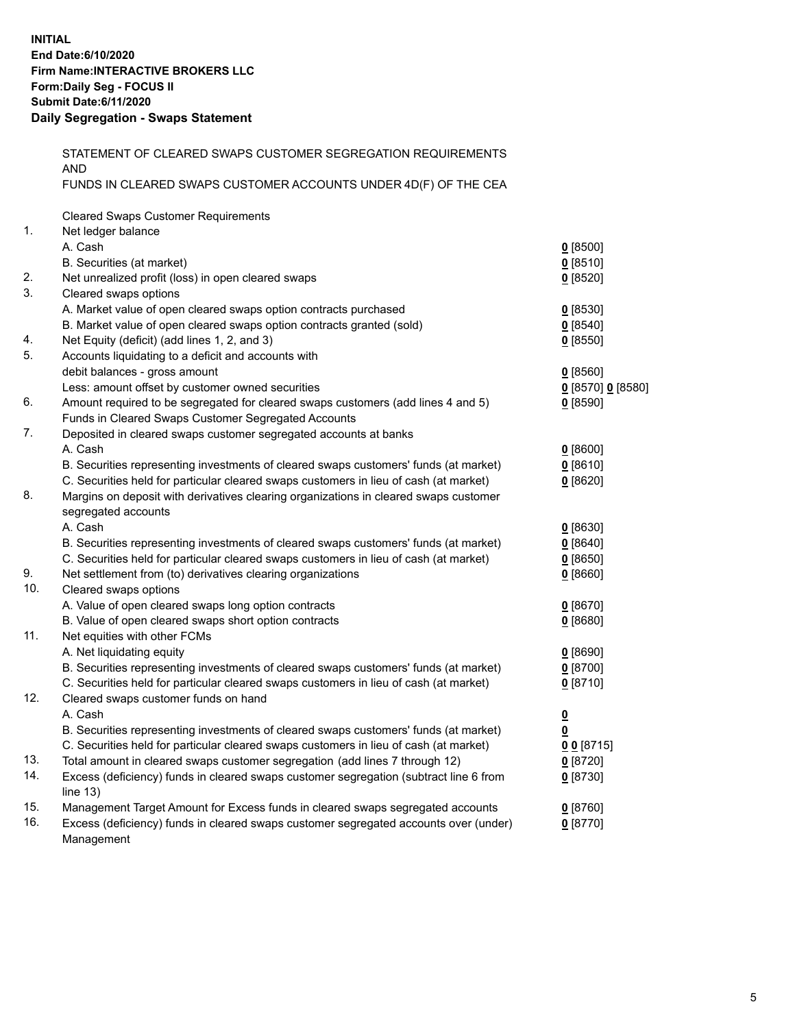**INITIAL**
**End Date:6/10/2020**
**Firm Name:INTERACTIVE BROKERS LLC**
**Form:Daily Seg - FOCUS II**
**Submit Date:6/11/2020**
**Daily Segregation - Swaps Statement**

STATEMENT OF CLEARED SWAPS CUSTOMER SEGREGATION REQUIREMENTS AND FUNDS IN CLEARED SWAPS CUSTOMER ACCOUNTS UNDER 4D(F) OF THE CEA

| | | |
|---|---|---|
| | Cleared Swaps Customer Requirements | |
| 1. | Net ledger balance | |
| | A. Cash | 0 [8500] |
| | B. Securities (at market) | 0 [8510] |
| 2. | Net unrealized profit (loss) in open cleared swaps | 0 [8520] |
| 3. | Cleared swaps options | |
| | A. Market value of open cleared swaps option contracts purchased | 0 [8530] |
| | B. Market value of open cleared swaps option contracts granted (sold) | 0 [8540] |
| 4. | Net Equity (deficit) (add lines 1, 2, and 3) | 0 [8550] |
| 5. | Accounts liquidating to a deficit and accounts with debit balances - gross amount | 0 [8560] |
| | Less: amount offset by customer owned securities | 0 [8570] 0 [8580] |
| 6. | Amount required to be segregated for cleared swaps customers (add lines 4 and 5) | 0 [8590] |
| | Funds in Cleared Swaps Customer Segregated Accounts | |
| 7. | Deposited in cleared swaps customer segregated accounts at banks | |
| | A. Cash | 0 [8600] |
| | B. Securities representing investments of cleared swaps customers' funds (at market) | 0 [8610] |
| | C. Securities held for particular cleared swaps customers in lieu of cash (at market) | 0 [8620] |
| 8. | Margins on deposit with derivatives clearing organizations in cleared swaps customer segregated accounts | |
| | A. Cash | 0 [8630] |
| | B. Securities representing investments of cleared swaps customers' funds (at market) | 0 [8640] |
| | C. Securities held for particular cleared swaps customers in lieu of cash (at market) | 0 [8650] |
| 9. | Net settlement from (to) derivatives clearing organizations | 0 [8660] |
| 10. | Cleared swaps options | |
| | A. Value of open cleared swaps long option contracts | 0 [8670] |
| | B. Value of open cleared swaps short option contracts | 0 [8680] |
| 11. | Net equities with other FCMs | |
| | A. Net liquidating equity | 0 [8690] |
| | B. Securities representing investments of cleared swaps customers' funds (at market) | 0 [8700] |
| | C. Securities held for particular cleared swaps customers in lieu of cash (at market) | 0 [8710] |
| 12. | Cleared swaps customer funds on hand | |
| | A. Cash | 0 |
| | B. Securities representing investments of cleared swaps customers' funds (at market) | 0 |
| | C. Securities held for particular cleared swaps customers in lieu of cash (at market) | 0 0 [8715] |
| 13. | Total amount in cleared swaps customer segregation (add lines 7 through 12) | 0 [8720] |
| 14. | Excess (deficiency) funds in cleared swaps customer segregation (subtract line 6 from line 13) | 0 [8730] |
| 15. | Management Target Amount for Excess funds in cleared swaps segregated accounts | 0 [8760] |
| 16. | Excess (deficiency) funds in cleared swaps customer segregated accounts over (under) Management | 0 [8770] |